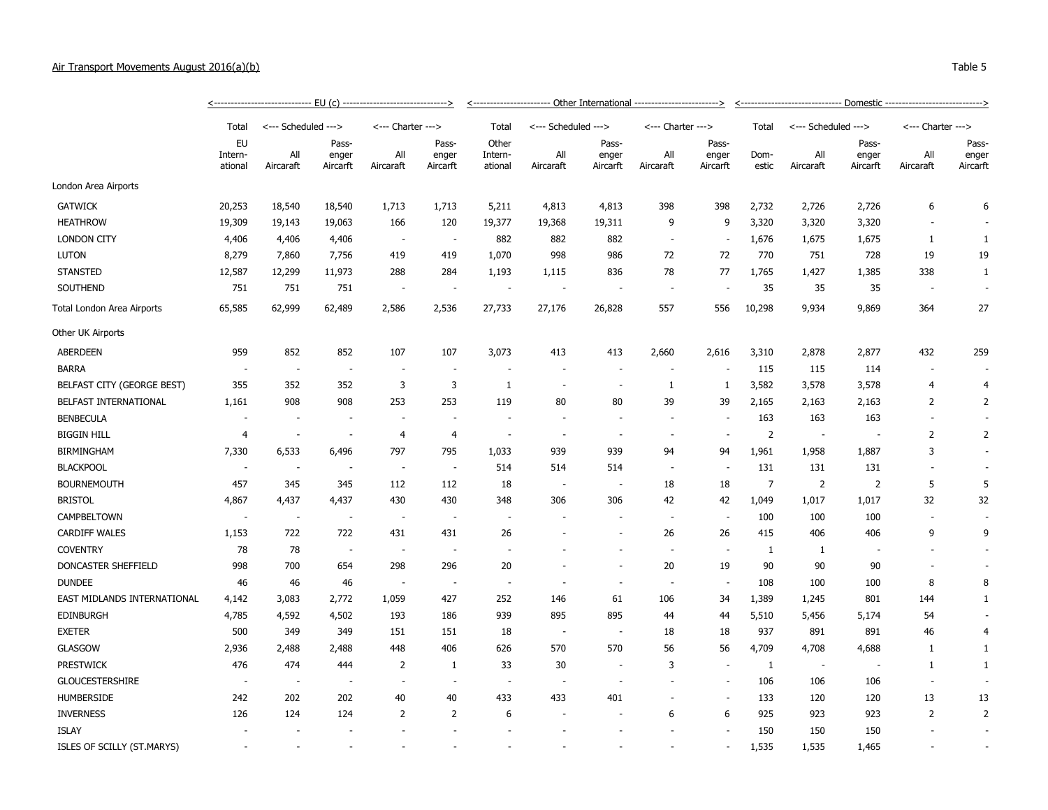Air Transport Movements August 2016(a)(b)

Table 5

| | EU (c) | | | | | Other International | | | | | Domestic | | | | |
|---|---|---|---|---|---|---|---|---|---|---|---|---|---|---|---|
| | Total | Scheduled | | Charter | | Total | Scheduled | | Charter | | Total | Scheduled | | Charter | |
| | EU International | All Aircraft | Passenger Aircraft | All Aircraft | Passenger Aircraft | Other International | All Aircraft | Passenger Aircraft | All Aircraft | Passenger Aircraft | Domestic | All Aircraft | Passenger Aircraft | All Aircraft | Passenger Aircraft |
| London Area Airports | | | | | | | | | | | | | | | |
| GATWICK | 20,253 | 18,540 | 18,540 | 1,713 | 1,713 | 5,211 | 4,813 | 4,813 | 398 | 398 | 2,732 | 2,726 | 2,726 | 6 | 6 |
| HEATHROW | 19,309 | 19,143 | 19,063 | 166 | 120 | 19,377 | 19,368 | 19,311 | 9 | 9 | 3,320 | 3,320 | 3,320 | - | - |
| LONDON CITY | 4,406 | 4,406 | 4,406 | - | - | 882 | 882 | 882 | - | - | 1,676 | 1,675 | 1,675 | 1 | 1 |
| LUTON | 8,279 | 7,860 | 7,756 | 419 | 419 | 1,070 | 998 | 986 | 72 | 72 | 770 | 751 | 728 | 19 | 19 |
| STANSTED | 12,587 | 12,299 | 11,973 | 288 | 284 | 1,193 | 1,115 | 836 | 78 | 77 | 1,765 | 1,427 | 1,385 | 338 | 1 |
| SOUTHEND | 751 | 751 | 751 | - | - | - | - | - | - | - | 35 | 35 | 35 | - | - |
| Total London Area Airports | 65,585 | 62,999 | 62,489 | 2,586 | 2,536 | 27,733 | 27,176 | 26,828 | 557 | 556 | 10,298 | 9,934 | 9,869 | 364 | 27 |
| Other UK Airports | | | | | | | | | | | | | | | |
| ABERDEEN | 959 | 852 | 852 | 107 | 107 | 3,073 | 413 | 413 | 2,660 | 2,616 | 3,310 | 2,878 | 2,877 | 432 | 259 |
| BARRA | - | - | - | - | - | - | - | - | - | - | 115 | 115 | 114 | - | - |
| BELFAST CITY (GEORGE BEST) | 355 | 352 | 352 | 3 | 3 | 1 | - | - | 1 | 1 | 3,582 | 3,578 | 3,578 | 4 | 4 |
| BELFAST INTERNATIONAL | 1,161 | 908 | 908 | 253 | 253 | 119 | 80 | 80 | 39 | 39 | 2,165 | 2,163 | 2,163 | 2 | 2 |
| BENBECULA | - | - | - | - | - | - | - | - | - | - | 163 | 163 | 163 | - | - |
| BIGGIN HILL | 4 | - | - | 4 | 4 | - | - | - | - | - | 2 | - | - | 2 | 2 |
| BIRMINGHAM | 7,330 | 6,533 | 6,496 | 797 | 795 | 1,033 | 939 | 939 | 94 | 94 | 1,961 | 1,958 | 1,887 | 3 | - |
| BLACKPOOL | - | - | - | - | - | 514 | 514 | 514 | - | - | 131 | 131 | 131 | - | - |
| BOURNEMOUTH | 457 | 345 | 345 | 112 | 112 | 18 | - | - | 18 | 18 | 7 | 2 | 2 | 5 | 5 |
| BRISTOL | 4,867 | 4,437 | 4,437 | 430 | 430 | 348 | 306 | 306 | 42 | 42 | 1,049 | 1,017 | 1,017 | 32 | 32 |
| CAMPBELTOWN | - | - | - | - | - | - | - | - | - | - | 100 | 100 | 100 | - | - |
| CARDIFF WALES | 1,153 | 722 | 722 | 431 | 431 | 26 | - | - | 26 | 26 | 415 | 406 | 406 | 9 | 9 |
| COVENTRY | 78 | 78 | - | - | - | - | - | - | - | - | 1 | 1 | - | - | - |
| DONCASTER SHEFFIELD | 998 | 700 | 654 | 298 | 296 | 20 | - | - | 20 | 19 | 90 | 90 | 90 | - | - |
| DUNDEE | 46 | 46 | 46 | - | - | - | - | - | - | - | 108 | 100 | 100 | 8 | 8 |
| EAST MIDLANDS INTERNATIONAL | 4,142 | 3,083 | 2,772 | 1,059 | 427 | 252 | 146 | 61 | 106 | 34 | 1,389 | 1,245 | 801 | 144 | 1 |
| EDINBURGH | 4,785 | 4,592 | 4,502 | 193 | 186 | 939 | 895 | 895 | 44 | 44 | 5,510 | 5,456 | 5,174 | 54 | - |
| EXETER | 500 | 349 | 349 | 151 | 151 | 18 | - | - | 18 | 18 | 937 | 891 | 891 | 46 | 4 |
| GLASGOW | 2,936 | 2,488 | 2,488 | 448 | 406 | 626 | 570 | 570 | 56 | 56 | 4,709 | 4,708 | 4,688 | 1 | 1 |
| PRESTWICK | 476 | 474 | 444 | 2 | 1 | 33 | 30 | - | 3 | - | 1 | - | - | 1 | 1 |
| GLOUCESTERSHIRE | - | - | - | - | - | - | - | - | - | - | 106 | 106 | 106 | - | - |
| HUMBERSIDE | 242 | 202 | 202 | 40 | 40 | 433 | 433 | 401 | - | - | 133 | 120 | 120 | 13 | 13 |
| INVERNESS | 126 | 124 | 124 | 2 | 2 | 6 | - | - | 6 | 6 | 925 | 923 | 923 | 2 | 2 |
| ISLAY | - | - | - | - | - | - | - | - | - | - | 150 | 150 | 150 | - | - |
| ISLES OF SCILLY (ST.MARYS) | - | - | - | - | - | - | - | - | - | - | 1,535 | 1,535 | 1,465 | - | - |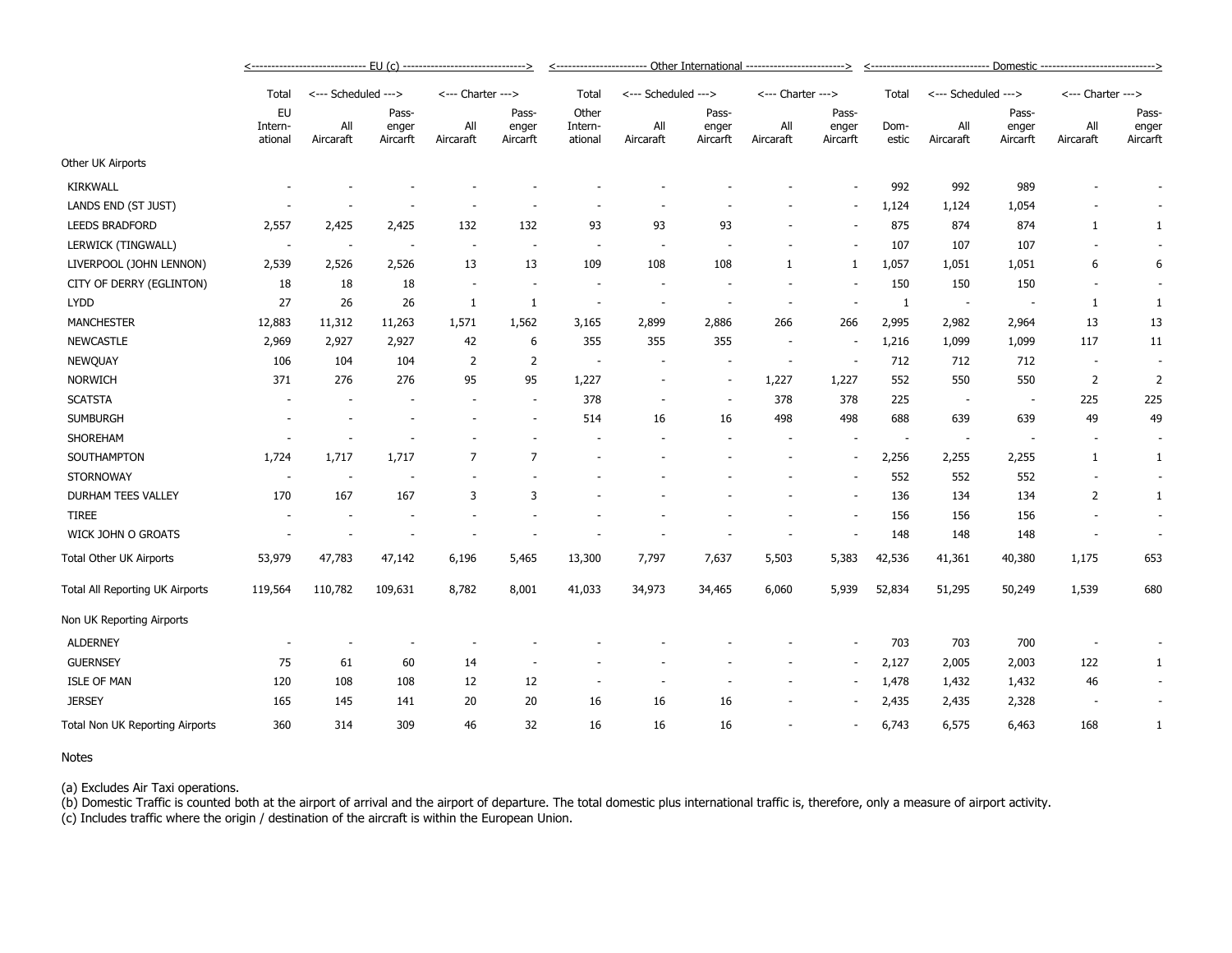| | EU (c) | | | | | Other International | | | | | Domestic | | | | |
|---|---|---|---|---|---|---|---|---|---|---|---|---|---|---|---|
| | Total | Scheduled | | Charter | | Total | Scheduled | | Charter | | Total | Scheduled | | Charter | |
| | EU Intern-ational | All Aircaraft | Pass-enger Aircarft | All Aircaraft | Pass-enger Aircarft | Other Intern-ational | All Aircaraft | Pass-enger Aircarft | All Aircaraft | Pass-enger Aircarft | Dom-estic | All Aircaraft | Pass-enger Aircarft | All Aircaraft | Pass-enger Aircarft |
| Other UK Airports | | | | | | | | | | | | | | | |
| KIRKWALL | - | - | - | - | - | - | - | - | - | - | 992 | 992 | 989 | - | - |
| LANDS END (ST JUST) | - | - | - | - | - | - | - | - | - | - | 1,124 | 1,124 | 1,054 | - | - |
| LEEDS BRADFORD | 2,557 | 2,425 | 2,425 | 132 | 132 | 93 | 93 | 93 | - | - | 875 | 874 | 874 | 1 | 1 |
| LERWICK (TINGWALL) | - | - | - | - | - | - | - | - | - | - | 107 | 107 | 107 | - | - |
| LIVERPOOL (JOHN LENNON) | 2,539 | 2,526 | 2,526 | 13 | 13 | 109 | 108 | 108 | 1 | 1 | 1,057 | 1,051 | 1,051 | 6 | 6 |
| CITY OF DERRY (EGLINTON) | 18 | 18 | 18 | - | - | - | - | - | - | - | 150 | 150 | 150 | - | - |
| LYDD | 27 | 26 | 26 | 1 | 1 | - | - | - | - | - | 1 | - | - | 1 | 1 |
| MANCHESTER | 12,883 | 11,312 | 11,263 | 1,571 | 1,562 | 3,165 | 2,899 | 2,886 | 266 | 266 | 2,995 | 2,982 | 2,964 | 13 | 13 |
| NEWCASTLE | 2,969 | 2,927 | 2,927 | 42 | 6 | 355 | 355 | 355 | - | - | 1,216 | 1,099 | 1,099 | 117 | 11 |
| NEWQUAY | 106 | 104 | 104 | 2 | 2 | - | - | - | - | - | 712 | 712 | 712 | - | - |
| NORWICH | 371 | 276 | 276 | 95 | 95 | 1,227 | - | - | 1,227 | 1,227 | 552 | 550 | 550 | 2 | 2 |
| SCATSTA | - | - | - | - | - | 378 | - | - | 378 | 378 | 225 | - | - | 225 | 225 |
| SUMBURGH | - | - | - | - | - | 514 | 16 | 16 | 498 | 498 | 688 | 639 | 639 | 49 | 49 |
| SHOREHAM | - | - | - | - | - | - | - | - | - | - | - | - | - | - | - |
| SOUTHAMPTON | 1,724 | 1,717 | 1,717 | 7 | 7 | - | - | - | - | - | 2,256 | 2,255 | 2,255 | 1 | 1 |
| STORNOWAY | - | - | - | - | - | - | - | - | - | - | 552 | 552 | 552 | - | - |
| DURHAM TEES VALLEY | 170 | 167 | 167 | 3 | 3 | - | - | - | - | - | 136 | 134 | 134 | 2 | 1 |
| TIREE | - | - | - | - | - | - | - | - | - | - | 156 | 156 | 156 | - | - |
| WICK JOHN O GROATS | - | - | - | - | - | - | - | - | - | - | 148 | 148 | 148 | - | - |
| Total Other UK Airports | 53,979 | 47,783 | 47,142 | 6,196 | 5,465 | 13,300 | 7,797 | 7,637 | 5,503 | 5,383 | 42,536 | 41,361 | 40,380 | 1,175 | 653 |
| Total All Reporting UK Airports | 119,564 | 110,782 | 109,631 | 8,782 | 8,001 | 41,033 | 34,973 | 34,465 | 6,060 | 5,939 | 52,834 | 51,295 | 50,249 | 1,539 | 680 |
| Non UK Reporting Airports | | | | | | | | | | | | | | | |
| ALDERNEY | - | - | - | - | - | - | - | - | - | - | 703 | 703 | 700 | - | - |
| GUERNSEY | 75 | 61 | 60 | 14 | - | - | - | - | - | - | 2,127 | 2,005 | 2,003 | 122 | 1 |
| ISLE OF MAN | 120 | 108 | 108 | 12 | 12 | - | - | - | - | - | 1,478 | 1,432 | 1,432 | 46 | - |
| JERSEY | 165 | 145 | 141 | 20 | 20 | 16 | 16 | 16 | - | - | 2,435 | 2,435 | 2,328 | - | - |
| Total Non UK Reporting Airports | 360 | 314 | 309 | 46 | 32 | 16 | 16 | 16 | - | - | 6,743 | 6,575 | 6,463 | 168 | 1 |

Notes

(a) Excludes Air Taxi operations.
(b) Domestic Traffic is counted both at the airport of arrival and the airport of departure. The total domestic plus international traffic is, therefore, only a measure of airport activity.
(c) Includes traffic where the origin / destination of the aircraft is within the European Union.